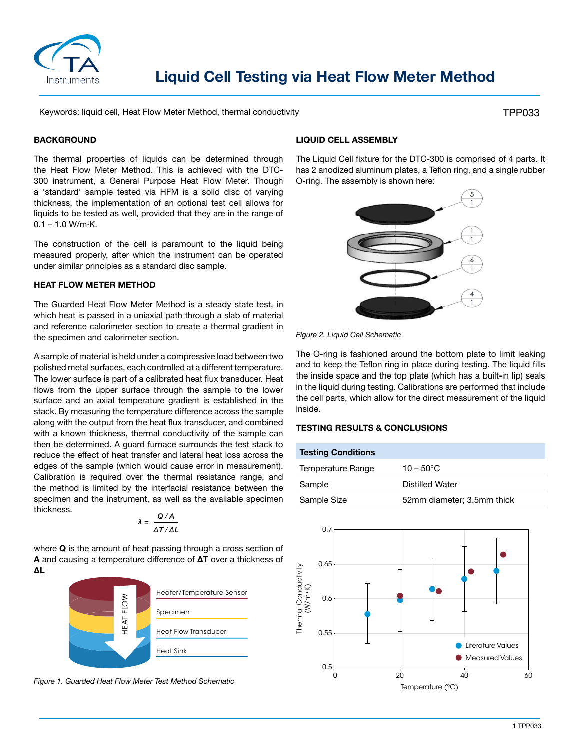# Liquid Cell Testing via Heat Flow Meter Method

Keywords: liquid cell, Heat Flow Meter Method, thermal conductivity

TPP033

## BACKGROUND

The thermal properties of liquids can be determined through the Heat Flow Meter Method. This is achieved with the DTC-300 instrument, a General Purpose Heat Flow Meter. Though a 'standard' sample tested via HFM is a solid disc of varying thickness, the implementation of an optional test cell allows for liquids to be tested as well, provided that they are in the range of 0.1 – 1.0 W/m·K.

The construction of the cell is paramount to the liquid being measured properly, after which the instrument can be operated under similar principles as a standard disc sample.

## HEAT FLOW METER METHOD

The Guarded Heat Flow Meter Method is a steady state test, in which heat is passed in a uniaxial path through a slab of material and reference calorimeter section to create a thermal gradient in the specimen and calorimeter section.

A sample of material is held under a compressive load between two polished metal surfaces, each controlled at a different temperature. The lower surface is part of a calibrated heat flux transducer. Heat flows from the upper surface through the sample to the lower surface and an axial temperature gradient is established in the stack. By measuring the temperature difference across the sample along with the output from the heat flux transducer, and combined with a known thickness, thermal conductivity of the sample can then be determined. A guard furnace surrounds the test stack to reduce the effect of heat transfer and lateral heat loss across the edges of the sample (which would cause error in measurement). Calibration is required over the thermal resistance range, and the method is limited by the interfacial resistance between the specimen and the instrument, as well as the available specimen thickness.

$$\lambda = \frac{Q / A}{\Delta T / \Delta L}$$

where **Q** is the amount of heat passing through a cross section of **A** and causing a temperature difference of **ΔT** over a thickness of **ΔL**

Heater/Temperature Sensor
Specimen
Heat Flow Transducer
Heat Sink
HEAT FLOW

*Figure 1. Guarded Heat Flow Meter Test Method Schematic*

## LIQUID CELL ASSEMBLY

The Liquid Cell fixture for the DTC-300 is comprised of 4 parts. It has 2 anodized aluminum plates, a Teflon ring, and a single rubber O-ring. The assembly is shown here:

*Figure 2. Liquid Cell Schematic*

The O-ring is fashioned around the bottom plate to limit leaking and to keep the Teflon ring in place during testing. The liquid fills the inside space and the top plate (which has a built-in lip) seals in the liquid during testing. Calibrations are performed that include the cell parts, which allow for the direct measurement of the liquid inside.

## TESTING RESULTS & CONCLUSIONS

| Testing Conditions | |
|---|---|
| Temperature Range | 10 – 50°C |
| Sample | Distilled Water |
| Sample Size | 52mm diameter; 3.5mm thick |

Thermal Conductivity (W/m•K) vs. Temperature (°C): Literature Values, Measured Values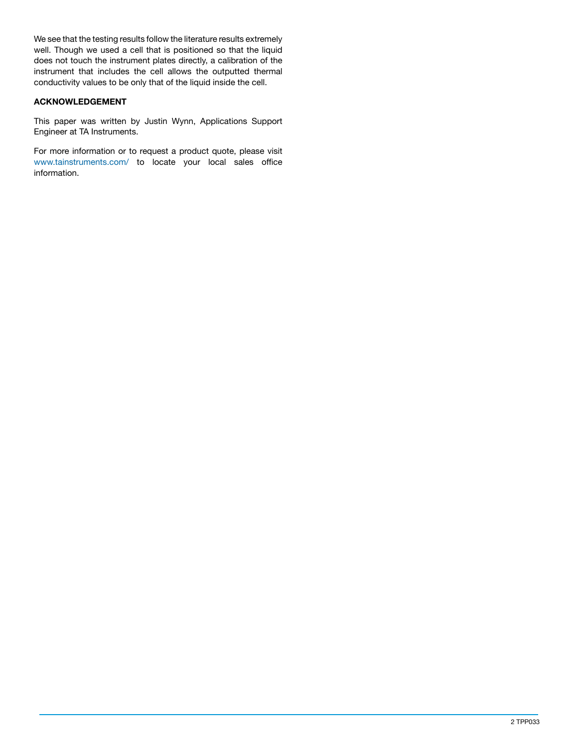We see that the testing results follow the literature results extremely well. Though we used a cell that is positioned so that the liquid does not touch the instrument plates directly, a calibration of the instrument that includes the cell allows the outputted thermal conductivity values to be only that of the liquid inside the cell.

## ACKNOWLEDGEMENT

This paper was written by Justin Wynn, Applications Support Engineer at TA Instruments.

For more information or to request a product quote, please visit www.tainstruments.com/ to locate your local sales office information.